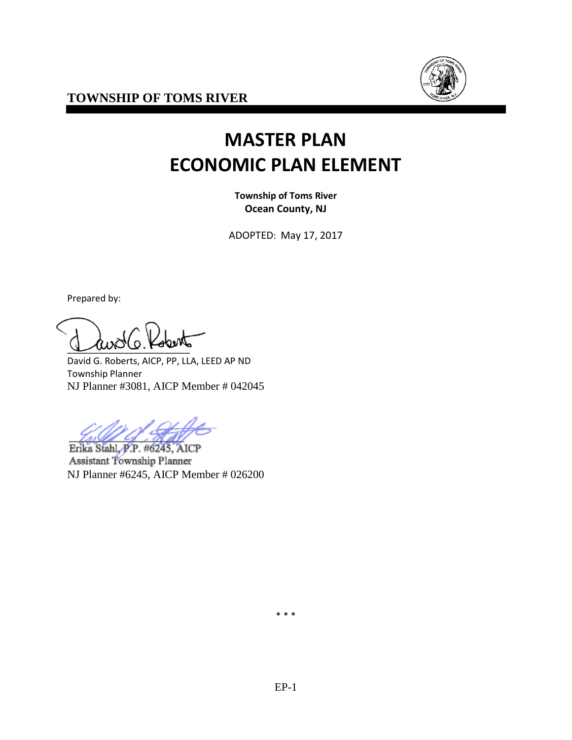**TOWNSHIP OF TOMS RIVER**

# MASTER PLAN
# ECONOMIC PLAN ELEMENT

**Township of Toms River**
**Ocean County, NJ**

ADOPTED: May 17, 2017

Prepared by:

David G. Roberts, AICP, PP, LLA, LEED AP ND
Township Planner
NJ Planner #3081, AICP Member # 042045

Erika Stahl, P.P. #6245, AICP
Assistant Township Planner
NJ Planner #6245, AICP Member # 026200

\* \* \*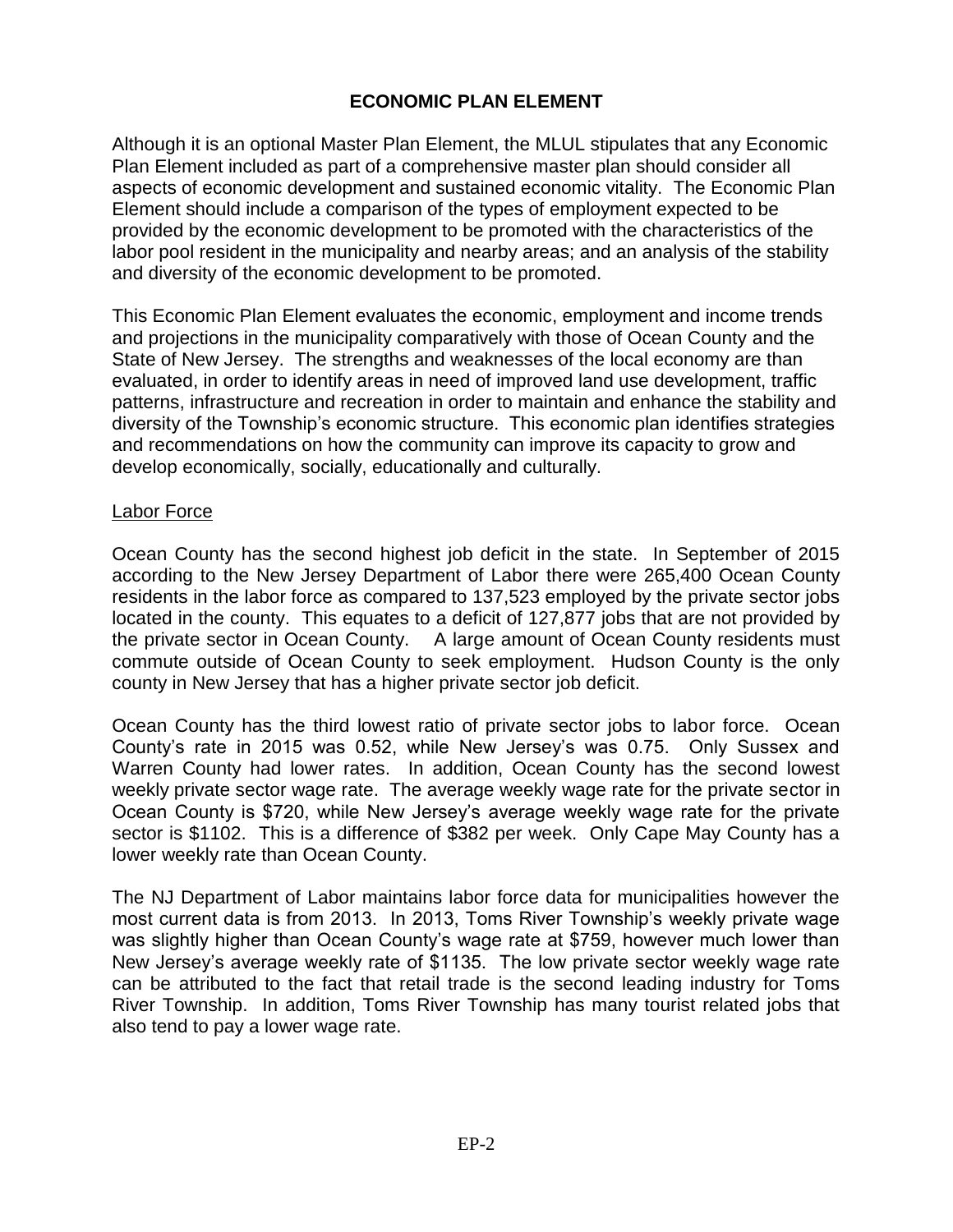## ECONOMIC PLAN ELEMENT

Although it is an optional Master Plan Element, the MLUL stipulates that any Economic Plan Element included as part of a comprehensive master plan should consider all aspects of economic development and sustained economic vitality. The Economic Plan Element should include a comparison of the types of employment expected to be provided by the economic development to be promoted with the characteristics of the labor pool resident in the municipality and nearby areas; and an analysis of the stability and diversity of the economic development to be promoted.

This Economic Plan Element evaluates the economic, employment and income trends and projections in the municipality comparatively with those of Ocean County and the State of New Jersey. The strengths and weaknesses of the local economy are than evaluated, in order to identify areas in need of improved land use development, traffic patterns, infrastructure and recreation in order to maintain and enhance the stability and diversity of the Township's economic structure. This economic plan identifies strategies and recommendations on how the community can improve its capacity to grow and develop economically, socially, educationally and culturally.

### Labor Force

Ocean County has the second highest job deficit in the state. In September of 2015 according to the New Jersey Department of Labor there were 265,400 Ocean County residents in the labor force as compared to 137,523 employed by the private sector jobs located in the county. This equates to a deficit of 127,877 jobs that are not provided by the private sector in Ocean County. A large amount of Ocean County residents must commute outside of Ocean County to seek employment. Hudson County is the only county in New Jersey that has a higher private sector job deficit.

Ocean County has the third lowest ratio of private sector jobs to labor force. Ocean County's rate in 2015 was 0.52, while New Jersey's was 0.75. Only Sussex and Warren County had lower rates. In addition, Ocean County has the second lowest weekly private sector wage rate. The average weekly wage rate for the private sector in Ocean County is $720, while New Jersey's average weekly wage rate for the private sector is $1102. This is a difference of $382 per week. Only Cape May County has a lower weekly rate than Ocean County.

The NJ Department of Labor maintains labor force data for municipalities however the most current data is from 2013. In 2013, Toms River Township's weekly private wage was slightly higher than Ocean County's wage rate at $759, however much lower than New Jersey's average weekly rate of $1135. The low private sector weekly wage rate can be attributed to the fact that retail trade is the second leading industry for Toms River Township. In addition, Toms River Township has many tourist related jobs that also tend to pay a lower wage rate.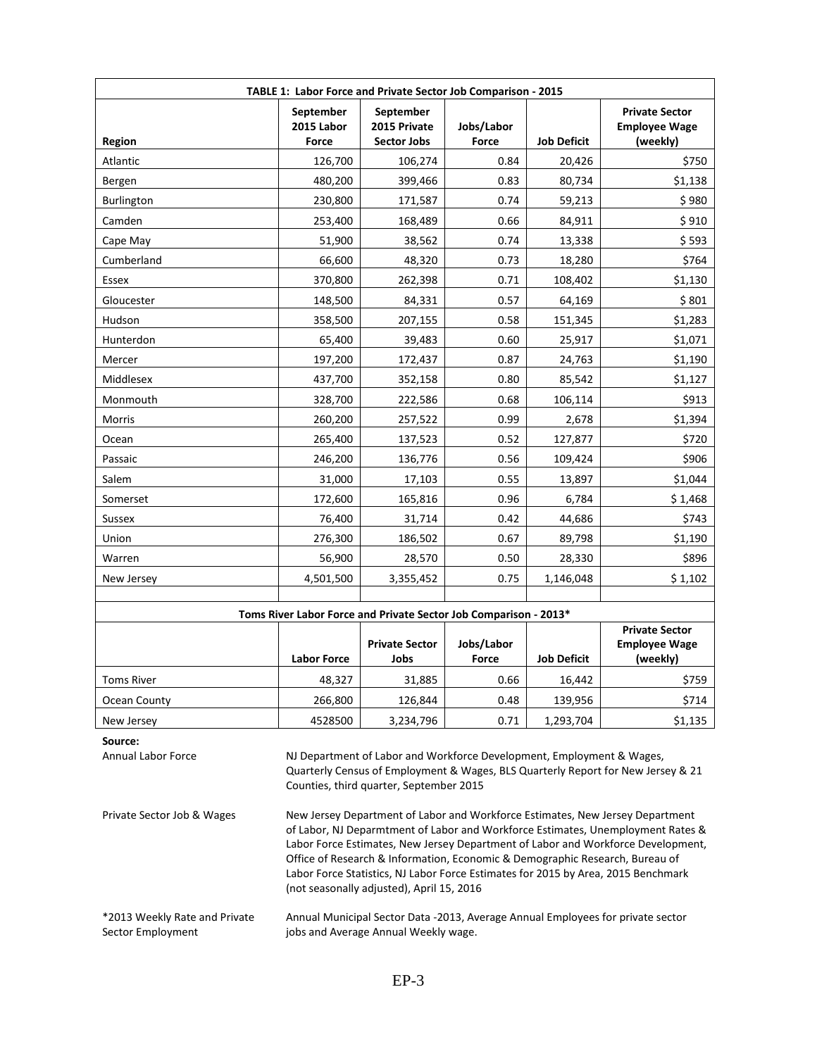| TABLE 1: Labor Force and Private Sector Job Comparison - 2015 | | | | | |
|---|---|---|---|---|---|
| Region | September 2015 Labor Force | September 2015 Private Sector Jobs | Jobs/Labor Force | Job Deficit | Private Sector Employee Wage (weekly) |
| Atlantic | 126,700 | 106,274 | 0.84 | 20,426 | $750 |
| Bergen | 480,200 | 399,466 | 0.83 | 80,734 | $1,138 |
| Burlington | 230,800 | 171,587 | 0.74 | 59,213 | $ 980 |
| Camden | 253,400 | 168,489 | 0.66 | 84,911 | $ 910 |
| Cape May | 51,900 | 38,562 | 0.74 | 13,338 | $ 593 |
| Cumberland | 66,600 | 48,320 | 0.73 | 18,280 | $764 |
| Essex | 370,800 | 262,398 | 0.71 | 108,402 | $1,130 |
| Gloucester | 148,500 | 84,331 | 0.57 | 64,169 | $ 801 |
| Hudson | 358,500 | 207,155 | 0.58 | 151,345 | $1,283 |
| Hunterdon | 65,400 | 39,483 | 0.60 | 25,917 | $1,071 |
| Mercer | 197,200 | 172,437 | 0.87 | 24,763 | $1,190 |
| Middlesex | 437,700 | 352,158 | 0.80 | 85,542 | $1,127 |
| Monmouth | 328,700 | 222,586 | 0.68 | 106,114 | $913 |
| Morris | 260,200 | 257,522 | 0.99 | 2,678 | $1,394 |
| Ocean | 265,400 | 137,523 | 0.52 | 127,877 | $720 |
| Passaic | 246,200 | 136,776 | 0.56 | 109,424 | $906 |
| Salem | 31,000 | 17,103 | 0.55 | 13,897 | $1,044 |
| Somerset | 172,600 | 165,816 | 0.96 | 6,784 | $ 1,468 |
| Sussex | 76,400 | 31,714 | 0.42 | 44,686 | $743 |
| Union | 276,300 | 186,502 | 0.67 | 89,798 | $1,190 |
| Warren | 56,900 | 28,570 | 0.50 | 28,330 | $896 |
| New Jersey | 4,501,500 | 3,355,452 | 0.75 | 1,146,048 | $ 1,102 |

| Toms River Labor Force and Private Sector Job Comparison - 2013* | | | | | |
|---|---|---|---|---|---|
| | Labor Force | Private Sector Jobs | Jobs/Labor Force | Job Deficit | Private Sector Employee Wage (weekly) |
| Toms River | 48,327 | 31,885 | 0.66 | 16,442 | $759 |
| Ocean County | 266,800 | 126,844 | 0.48 | 139,956 | $714 |
| New Jersey | 4528500 | 3,234,796 | 0.71 | 1,293,704 | $1,135 |

**Source:**

Annual Labor Force — NJ Department of Labor and Workforce Development, Employment & Wages, Quarterly Census of Employment & Wages, BLS Quarterly Report for New Jersey & 21 Counties, third quarter, September 2015

Private Sector Job & Wages — New Jersey Department of Labor and Workforce Estimates, New Jersey Department of Labor, NJ Deparmtment of Labor and Workforce Estimates, Unemployment Rates & Labor Force Estimates, New Jersey Department of Labor and Workforce Development, Office of Research & Information, Economic & Demographic Research, Bureau of Labor Force Statistics, NJ Labor Force Estimates for 2015 by Area, 2015 Benchmark (not seasonally adjusted), April 15, 2016

*2013 Weekly Rate and Private Sector Employment — Annual Municipal Sector Data -2013, Average Annual Employees for private sector jobs and Average Annual Weekly wage.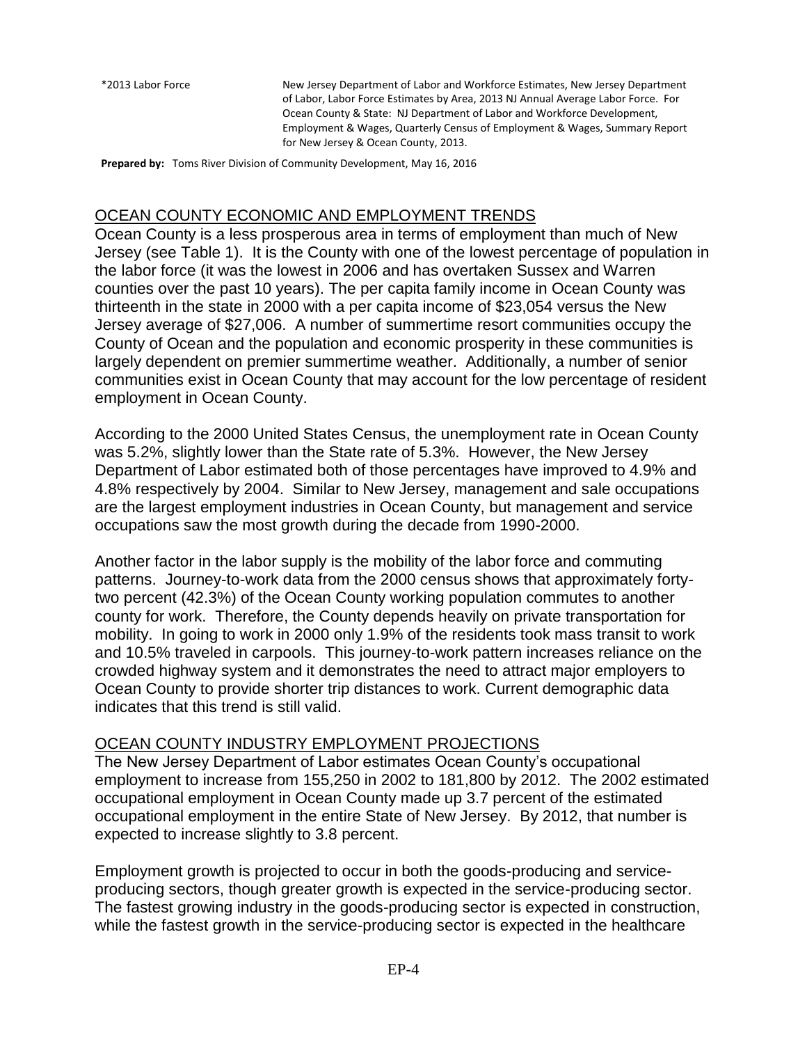| \*2013 Labor Force | New Jersey Department of Labor and Workforce Estimates, New Jersey Department of Labor, Labor Force Estimates by Area, 2013 NJ Annual Average Labor Force. For Ocean County & State: NJ Department of Labor and Workforce Development, Employment & Wages, Quarterly Census of Employment & Wages, Summary Report for New Jersey & Ocean County, 2013. |
| --- | --- |

**Prepared by:** Toms River Division of Community Development, May 16, 2016

## OCEAN COUNTY ECONOMIC AND EMPLOYMENT TRENDS

Ocean County is a less prosperous area in terms of employment than much of New Jersey (see Table 1). It is the County with one of the lowest percentage of population in the labor force (it was the lowest in 2006 and has overtaken Sussex and Warren counties over the past 10 years). The per capita family income in Ocean County was thirteenth in the state in 2000 with a per capita income of $23,054 versus the New Jersey average of $27,006. A number of summertime resort communities occupy the County of Ocean and the population and economic prosperity in these communities is largely dependent on premier summertime weather. Additionally, a number of senior communities exist in Ocean County that may account for the low percentage of resident employment in Ocean County.

According to the 2000 United States Census, the unemployment rate in Ocean County was 5.2%, slightly lower than the State rate of 5.3%. However, the New Jersey Department of Labor estimated both of those percentages have improved to 4.9% and 4.8% respectively by 2004. Similar to New Jersey, management and sale occupations are the largest employment industries in Ocean County, but management and service occupations saw the most growth during the decade from 1990-2000.

Another factor in the labor supply is the mobility of the labor force and commuting patterns. Journey-to-work data from the 2000 census shows that approximately forty-two percent (42.3%) of the Ocean County working population commutes to another county for work. Therefore, the County depends heavily on private transportation for mobility. In going to work in 2000 only 1.9% of the residents took mass transit to work and 10.5% traveled in carpools. This journey-to-work pattern increases reliance on the crowded highway system and it demonstrates the need to attract major employers to Ocean County to provide shorter trip distances to work. Current demographic data indicates that this trend is still valid.

## OCEAN COUNTY INDUSTRY EMPLOYMENT PROJECTIONS

The New Jersey Department of Labor estimates Ocean County's occupational employment to increase from 155,250 in 2002 to 181,800 by 2012. The 2002 estimated occupational employment in Ocean County made up 3.7 percent of the estimated occupational employment in the entire State of New Jersey. By 2012, that number is expected to increase slightly to 3.8 percent.

Employment growth is projected to occur in both the goods-producing and service-producing sectors, though greater growth is expected in the service-producing sector. The fastest growing industry in the goods-producing sector is expected in construction, while the fastest growth in the service-producing sector is expected in the healthcare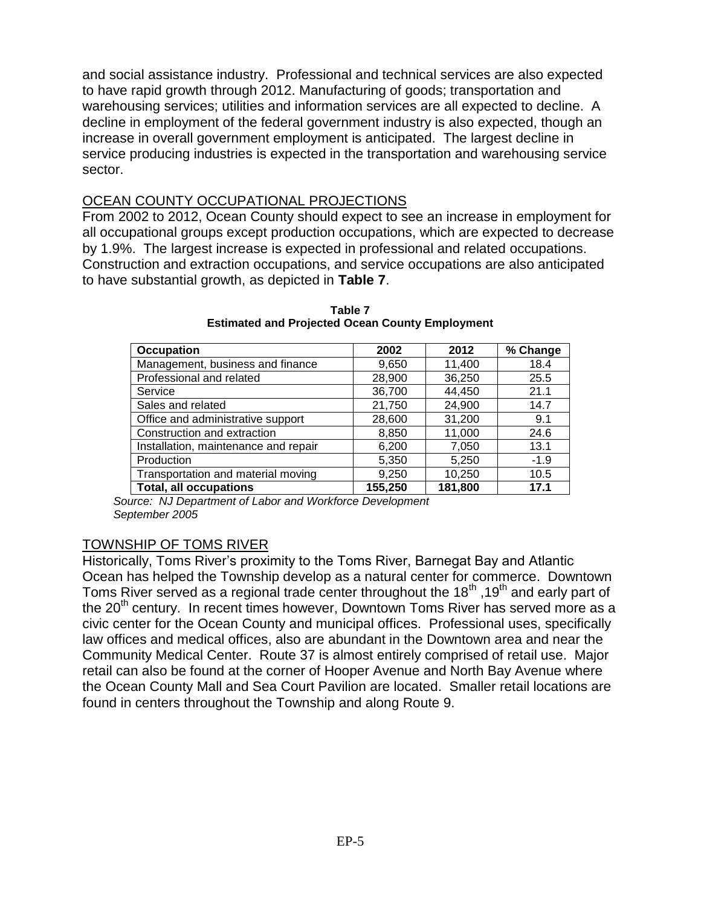and social assistance industry. Professional and technical services are also expected to have rapid growth through 2012. Manufacturing of goods; transportation and warehousing services; utilities and information services are all expected to decline. A decline in employment of the federal government industry is also expected, though an increase in overall government employment is anticipated. The largest decline in service producing industries is expected in the transportation and warehousing service sector.

## OCEAN COUNTY OCCUPATIONAL PROJECTIONS

From 2002 to 2012, Ocean County should expect to see an increase in employment for all occupational groups except production occupations, which are expected to decrease by 1.9%. The largest increase is expected in professional and related occupations. Construction and extraction occupations, and service occupations are also anticipated to have substantial growth, as depicted in **Table 7**.

**Table 7**
**Estimated and Projected Ocean County Employment**

| Occupation | 2002 | 2012 | % Change |
|---|---|---|---|
| Management, business and finance | 9,650 | 11,400 | 18.4 |
| Professional and related | 28,900 | 36,250 | 25.5 |
| Service | 36,700 | 44,450 | 21.1 |
| Sales and related | 21,750 | 24,900 | 14.7 |
| Office and administrative support | 28,600 | 31,200 | 9.1 |
| Construction and extraction | 8,850 | 11,000 | 24.6 |
| Installation, maintenance and repair | 6,200 | 7,050 | 13.1 |
| Production | 5,350 | 5,250 | -1.9 |
| Transportation and material moving | 9,250 | 10,250 | 10.5 |
| **Total, all occupations** | **155,250** | **181,800** | **17.1** |

*Source: NJ Department of Labor and Workforce Development September 2005*

## TOWNSHIP OF TOMS RIVER

Historically, Toms River's proximity to the Toms River, Barnegat Bay and Atlantic Ocean has helped the Township develop as a natural center for commerce. Downtown Toms River served as a regional trade center throughout the 18th ,19th and early part of the 20th century. In recent times however, Downtown Toms River has served more as a civic center for the Ocean County and municipal offices. Professional uses, specifically law offices and medical offices, also are abundant in the Downtown area and near the Community Medical Center. Route 37 is almost entirely comprised of retail use. Major retail can also be found at the corner of Hooper Avenue and North Bay Avenue where the Ocean County Mall and Sea Court Pavilion are located. Smaller retail locations are found in centers throughout the Township and along Route 9.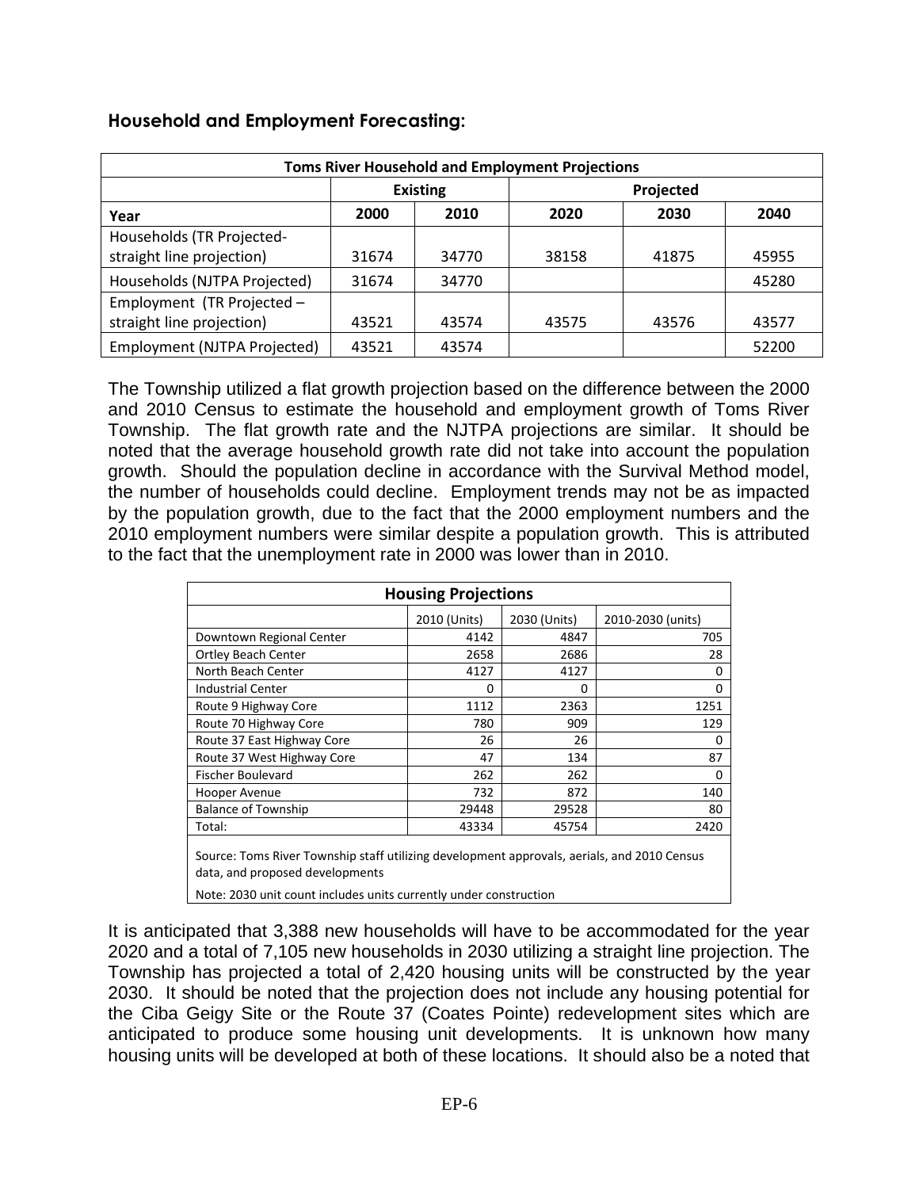### Household and Employment Forecasting:

| Toms River Household and Employment Projections | | | | | |
|---|---|---|---|---|---|
| | Existing | | Projected | | |
| Year | 2000 | 2010 | 2020 | 2030 | 2040 |
| Households (TR Projected- straight line projection) | 31674 | 34770 | 38158 | 41875 | 45955 |
| Households (NJTPA Projected) | 31674 | 34770 | | | 45280 |
| Employment (TR Projected – straight line projection) | 43521 | 43574 | 43575 | 43576 | 43577 |
| Employment (NJTPA Projected) | 43521 | 43574 | | | 52200 |

The Township utilized a flat growth projection based on the difference between the 2000 and 2010 Census to estimate the household and employment growth of Toms River Township. The flat growth rate and the NJTPA projections are similar. It should be noted that the average household growth rate did not take into account the population growth. Should the population decline in accordance with the Survival Method model, the number of households could decline. Employment trends may not be as impacted by the population growth, due to the fact that the 2000 employment numbers and the 2010 employment numbers were similar despite a population growth. This is attributed to the fact that the unemployment rate in 2000 was lower than in 2010.

| Housing Projections | | | |
|---|---|---|---|
| | 2010 (Units) | 2030 (Units) | 2010-2030 (units) |
| Downtown Regional Center | 4142 | 4847 | 705 |
| Ortley Beach Center | 2658 | 2686 | 28 |
| North Beach Center | 4127 | 4127 | 0 |
| Industrial Center | 0 | 0 | 0 |
| Route 9 Highway Core | 1112 | 2363 | 1251 |
| Route 70 Highway Core | 780 | 909 | 129 |
| Route 37 East Highway Core | 26 | 26 | 0 |
| Route 37 West Highway Core | 47 | 134 | 87 |
| Fischer Boulevard | 262 | 262 | 0 |
| Hooper Avenue | 732 | 872 | 140 |
| Balance of Township | 29448 | 29528 | 80 |
| Total: | 43334 | 45754 | 2420 |

Source: Toms River Township staff utilizing development approvals, aerials, and 2010 Census data, and proposed developments

Note: 2030 unit count includes units currently under construction

It is anticipated that 3,388 new households will have to be accommodated for the year 2020 and a total of 7,105 new households in 2030 utilizing a straight line projection. The Township has projected a total of 2,420 housing units will be constructed by the year 2030. It should be noted that the projection does not include any housing potential for the Ciba Geigy Site or the Route 37 (Coates Pointe) redevelopment sites which are anticipated to produce some housing unit developments. It is unknown how many housing units will be developed at both of these locations. It should also be a noted that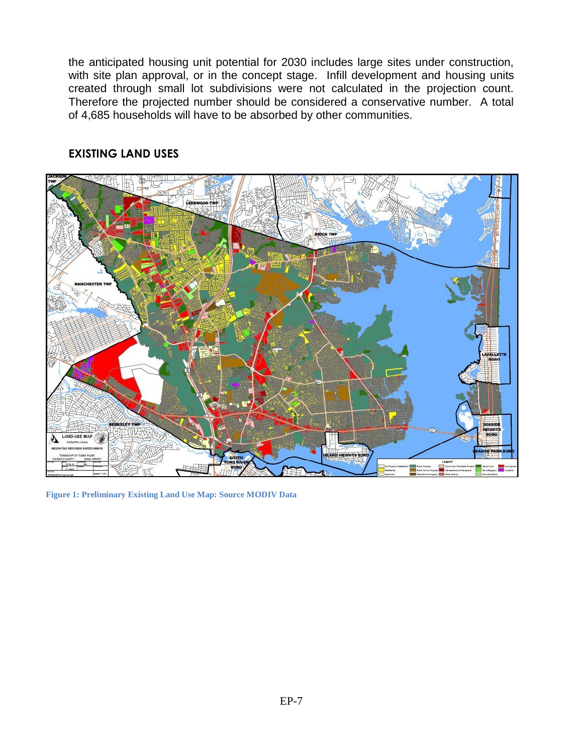the anticipated housing unit potential for 2030 includes large sites under construction, with site plan approval, or in the concept stage. Infill development and housing units created through small lot subdivisions were not calculated in the projection count. Therefore the projected number should be considered a conservative number. A total of 4,685 households will have to be absorbed by other communities.

## EXISTING LAND USES

**Figure 1: Preliminary Existing Land Use Map: Source MODIV Data**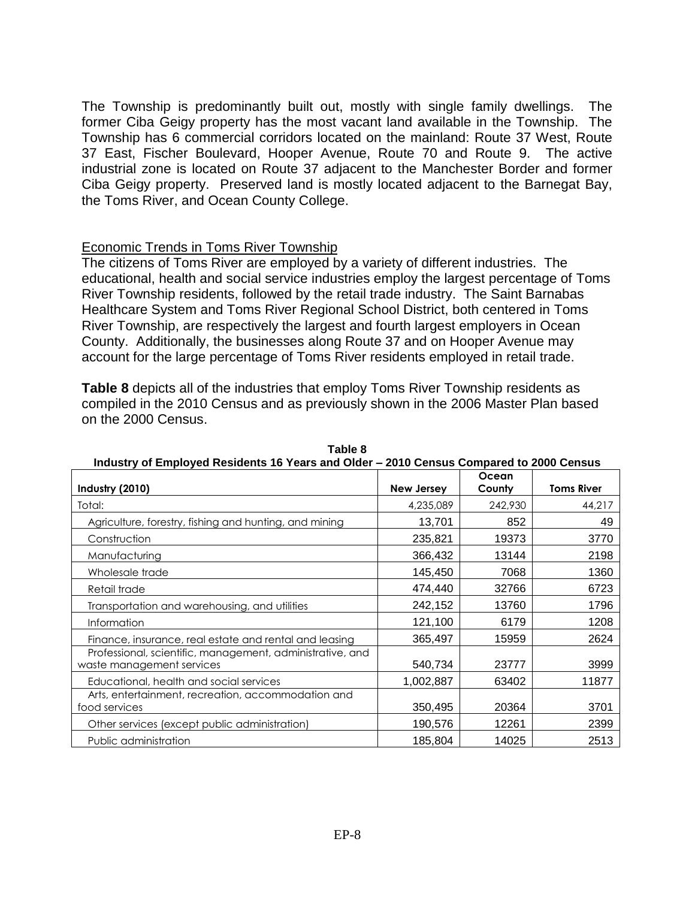The Township is predominantly built out, mostly with single family dwellings. The former Ciba Geigy property has the most vacant land available in the Township. The Township has 6 commercial corridors located on the mainland: Route 37 West, Route 37 East, Fischer Boulevard, Hooper Avenue, Route 70 and Route 9. The active industrial zone is located on Route 37 adjacent to the Manchester Border and former Ciba Geigy property. Preserved land is mostly located adjacent to the Barnegat Bay, the Toms River, and Ocean County College.

## Economic Trends in Toms River Township

The citizens of Toms River are employed by a variety of different industries. The educational, health and social service industries employ the largest percentage of Toms River Township residents, followed by the retail trade industry. The Saint Barnabas Healthcare System and Toms River Regional School District, both centered in Toms River Township, are respectively the largest and fourth largest employers in Ocean County. Additionally, the businesses along Route 37 and on Hooper Avenue may account for the large percentage of Toms River residents employed in retail trade.

**Table 8** depicts all of the industries that employ Toms River Township residents as compiled in the 2010 Census and as previously shown in the 2006 Master Plan based on the 2000 Census.

**Table 8**
**Industry of Employed Residents 16 Years and Older – 2010 Census Compared to 2000 Census**

| Industry (2010) | New Jersey | Ocean County | Toms River |
|---|---|---|---|
| Total: | 4,235,089 | 242,930 | 44,217 |
| Agriculture, forestry, fishing and hunting, and mining | 13,701 | 852 | 49 |
| Construction | 235,821 | 19373 | 3770 |
| Manufacturing | 366,432 | 13144 | 2198 |
| Wholesale trade | 145,450 | 7068 | 1360 |
| Retail trade | 474,440 | 32766 | 6723 |
| Transportation and warehousing, and utilities | 242,152 | 13760 | 1796 |
| Information | 121,100 | 6179 | 1208 |
| Finance, insurance, real estate and rental and leasing | 365,497 | 15959 | 2624 |
| Professional, scientific, management, administrative, and waste management services | 540,734 | 23777 | 3999 |
| Educational, health and social services | 1,002,887 | 63402 | 11877 |
| Arts, entertainment, recreation, accommodation and food services | 350,495 | 20364 | 3701 |
| Other services (except public administration) | 190,576 | 12261 | 2399 |
| Public administration | 185,804 | 14025 | 2513 |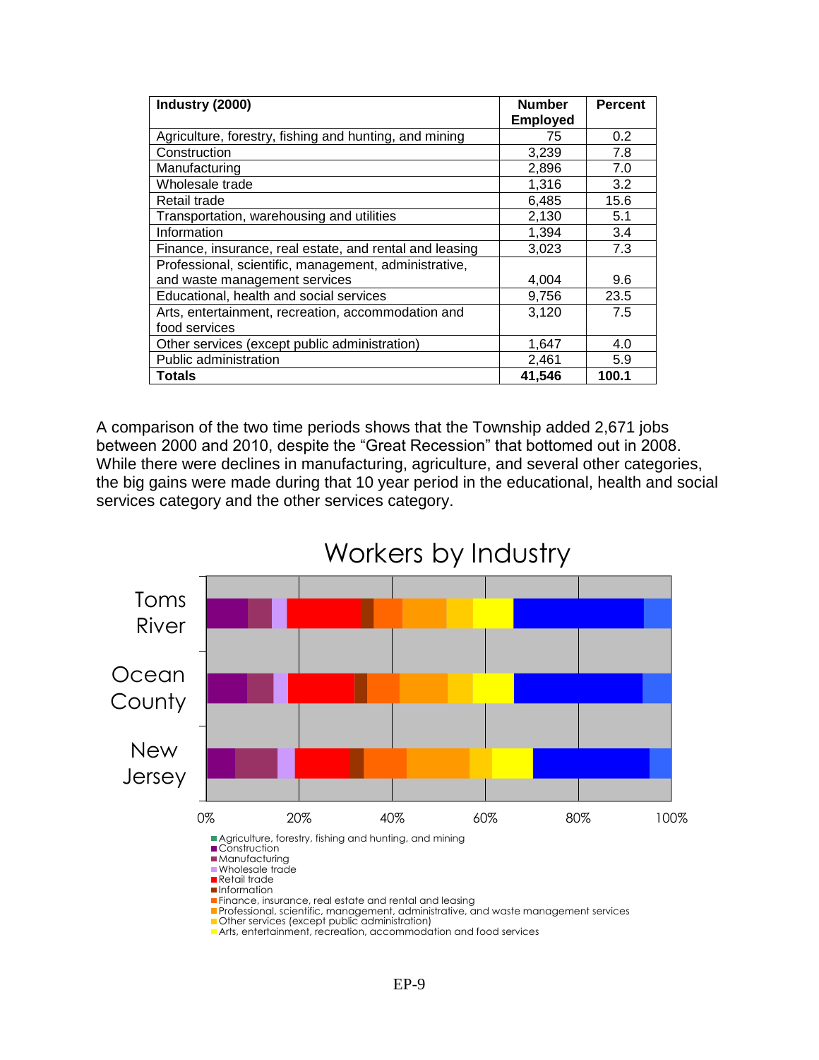| Industry (2000) | Number Employed | Percent |
|---|---|---|
| Agriculture, forestry, fishing and hunting, and mining | 75 | 0.2 |
| Construction | 3,239 | 7.8 |
| Manufacturing | 2,896 | 7.0 |
| Wholesale trade | 1,316 | 3.2 |
| Retail trade | 6,485 | 15.6 |
| Transportation, warehousing and utilities | 2,130 | 5.1 |
| Information | 1,394 | 3.4 |
| Finance, insurance, real estate, and rental and leasing | 3,023 | 7.3 |
| Professional, scientific, management, administrative, and waste management services | 4,004 | 9.6 |
| Educational, health and social services | 9,756 | 23.5 |
| Arts, entertainment, recreation, accommodation and food services | 3,120 | 7.5 |
| Other services (except public administration) | 1,647 | 4.0 |
| Public administration | 2,461 | 5.9 |
| **Totals** | **41,546** | **100.1** |

A comparison of the two time periods shows that the Township added 2,671 jobs between 2000 and 2010, despite the "Great Recession" that bottomed out in 2008. While there were declines in manufacturing, agriculture, and several other categories, the big gains were made during that 10 year period in the educational, health and social services category and the other services category.

**Workers by Industry**

Toms River

Ocean County

New Jersey

0% 20% 40% 60% 80% 100%

- Agriculture, forestry, fishing and hunting, and mining
- Construction
- Manufacturing
- Wholesale trade
- Retail trade
- Information
- Finance, insurance, real estate and rental and leasing
- Professional, scientific, management, administrative, and waste management services
- Other services (except public administration)
- Arts, entertainment, recreation, accommodation and food services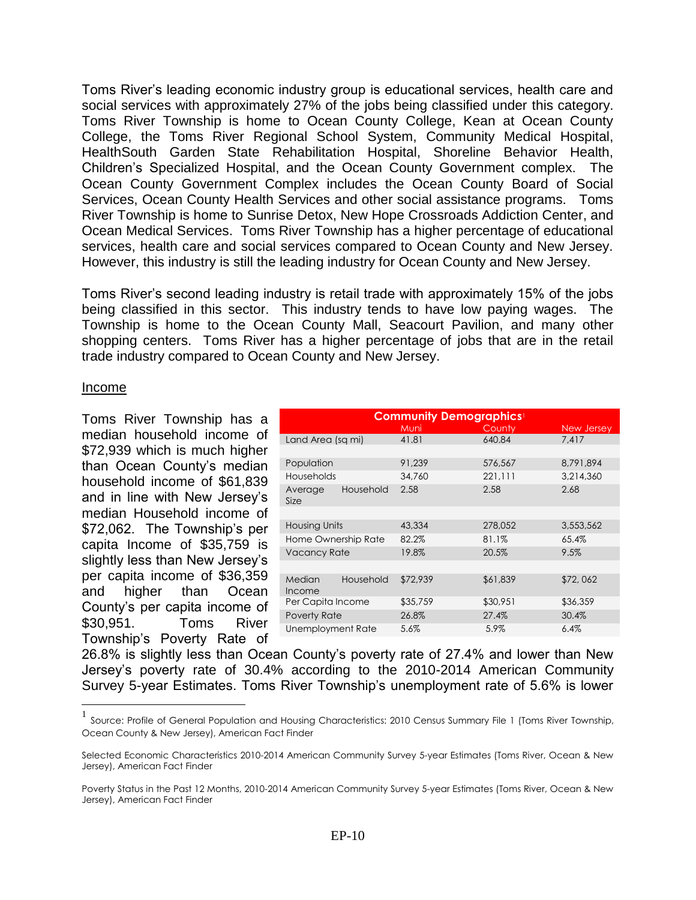Toms River's leading economic industry group is educational services, health care and social services with approximately 27% of the jobs being classified under this category. Toms River Township is home to Ocean County College, Kean at Ocean County College, the Toms River Regional School System, Community Medical Hospital, HealthSouth Garden State Rehabilitation Hospital, Shoreline Behavior Health, Children's Specialized Hospital, and the Ocean County Government complex. The Ocean County Government Complex includes the Ocean County Board of Social Services, Ocean County Health Services and other social assistance programs. Toms River Township is home to Sunrise Detox, New Hope Crossroads Addiction Center, and Ocean Medical Services. Toms River Township has a higher percentage of educational services, health care and social services compared to Ocean County and New Jersey. However, this industry is still the leading industry for Ocean County and New Jersey.

Toms River's second leading industry is retail trade with approximately 15% of the jobs being classified in this sector. This industry tends to have low paying wages. The Township is home to the Ocean County Mall, Seacourt Pavilion, and many other shopping centers. Toms River has a higher percentage of jobs that are in the retail trade industry compared to Ocean County and New Jersey.

Income

| Community Demographics[1] | Muni | County | New Jersey |
|---|---|---|---|
| Land Area (sq mi) | 41.81 | 640.84 | 7,417 |
| | | | |
| Population | 91,239 | 576,567 | 8,791,894 |
| Households | 34,760 | 221,111 | 3,214,360 |
| Average Household Size | 2.58 | 2.58 | 2.68 |
| | | | |
| Housing Units | 43,334 | 278,052 | 3,553,562 |
| Home Ownership Rate | 82.2% | 81.1% | 65.4% |
| Vacancy Rate | 19.8% | 20.5% | 9.5% |
| | | | |
| Median Household Income | $72,939 | $61,839 | $72, 062 |
| Per Capita Income | $35,759 | $30,951 | $36,359 |
| Poverty Rate | 26.8% | 27.4% | 30.4% |
| Unemployment Rate | 5.6% | 5.9% | 6.4% |

Toms River Township has a median household income of $72,939 which is much higher than Ocean County's median household income of $61,839 and in line with New Jersey's median Household income of $72,062. The Township's per capita Income of $35,759 is slightly less than New Jersey's per capita income of $36,359 and higher than Ocean County's per capita income of $30,951. Toms River Township's Poverty Rate of 26.8% is slightly less than Ocean County's poverty rate of 27.4% and lower than New Jersey's poverty rate of 30.4% according to the 2010-2014 American Community Survey 5-year Estimates. Toms River Township's unemployment rate of 5.6% is lower

---

[1] Source: Profile of General Population and Housing Characteristics: 2010 Census Summary File 1 (Toms River Township, Ocean County & New Jersey), American Fact Finder

Selected Economic Characteristics 2010-2014 American Community Survey 5-year Estimates (Toms River, Ocean & New Jersey), American Fact Finder

Poverty Status in the Past 12 Months, 2010-2014 American Community Survey 5-year Estimates (Toms River, Ocean & New Jersey), American Fact Finder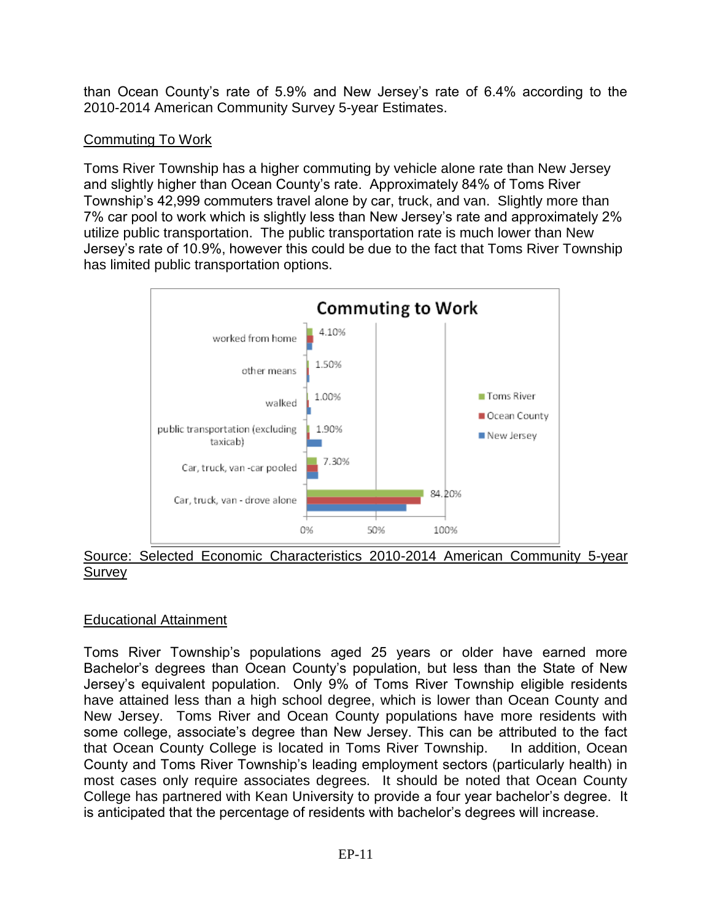than Ocean County's rate of 5.9% and New Jersey's rate of 6.4% according to the 2010-2014 American Community Survey 5-year Estimates.

## Commuting To Work

Toms River Township has a higher commuting by vehicle alone rate than New Jersey and slightly higher than Ocean County's rate. Approximately 84% of Toms River Township's 42,999 commuters travel alone by car, truck, and van. Slightly more than 7% car pool to work which is slightly less than New Jersey's rate and approximately 2% utilize public transportation. The public transportation rate is much lower than New Jersey's rate of 10.9%, however this could be due to the fact that Toms River Township has limited public transportation options.

**Commuting to Work**

| | Toms River |
|---|---|
| worked from home | 4.10% |
| other means | 1.50% |
| walked | 1.00% |
| public transportation (excluding taxicab) | 1.90% |
| Car, truck, van -car pooled | 7.30% |
| Car, truck, van - drove alone | 84.20% |

Source: Selected Economic Characteristics 2010-2014 American Community 5-year Survey

## Educational Attainment

Toms River Township's populations aged 25 years or older have earned more Bachelor's degrees than Ocean County's population, but less than the State of New Jersey's equivalent population. Only 9% of Toms River Township eligible residents have attained less than a high school degree, which is lower than Ocean County and New Jersey. Toms River and Ocean County populations have more residents with some college, associate's degree than New Jersey. This can be attributed to the fact that Ocean County College is located in Toms River Township. In addition, Ocean County and Toms River Township's leading employment sectors (particularly health) in most cases only require associates degrees. It should be noted that Ocean County College has partnered with Kean University to provide a four year bachelor's degree. It is anticipated that the percentage of residents with bachelor's degrees will increase.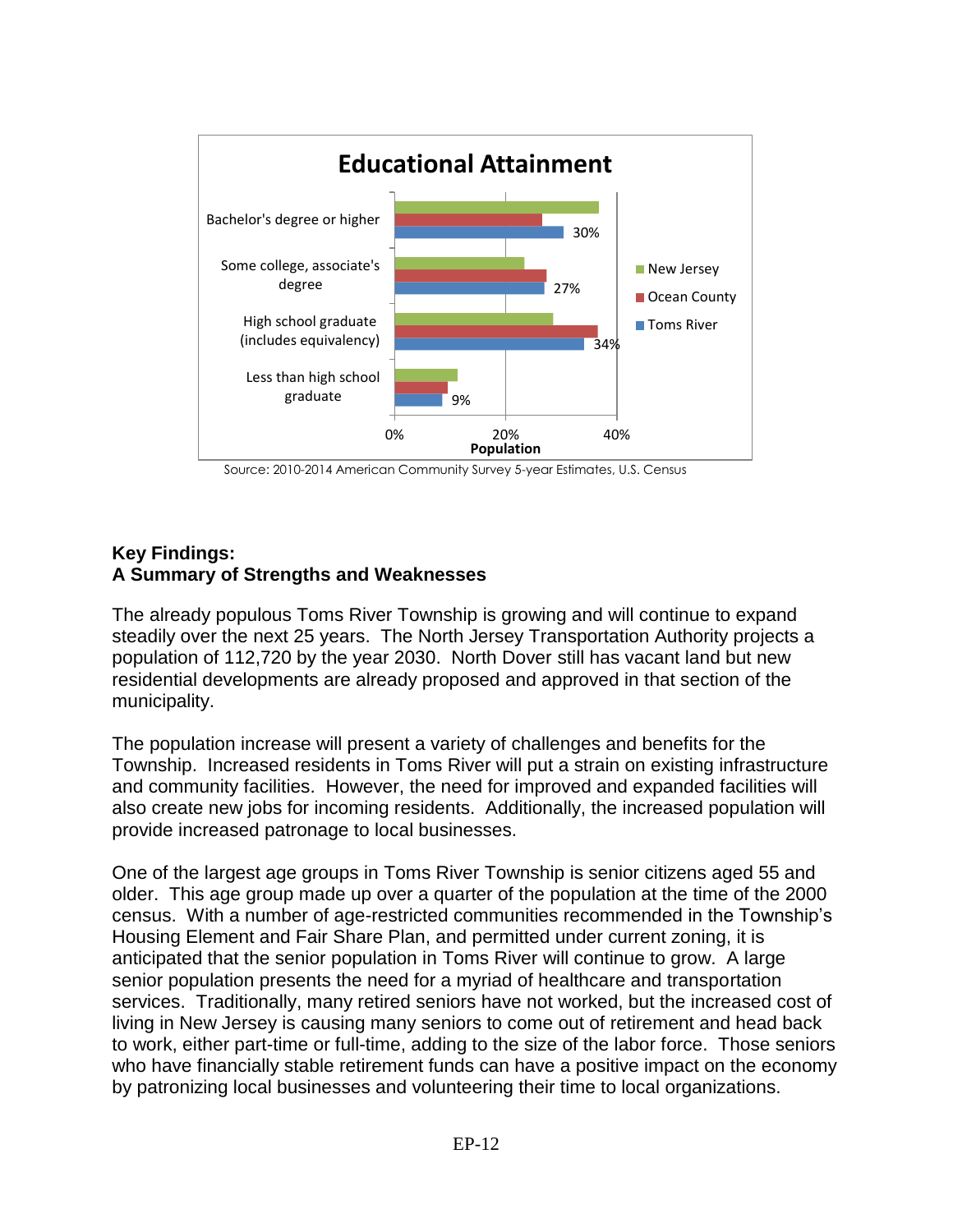## Educational Attainment

| | New Jersey | Ocean County | Toms River |
|---|---|---|---|
| Bachelor's degree or higher | | | 30% |
| Some college, associate's degree | | | 27% |
| High school graduate (includes equivalency) | | | 34% |
| Less than high school graduate | | | 9% |

Population

Source: 2010-2014 American Community Survey 5-year Estimates, U.S. Census

**Key Findings:**
**A Summary of Strengths and Weaknesses**

The already populous Toms River Township is growing and will continue to expand steadily over the next 25 years. The North Jersey Transportation Authority projects a population of 112,720 by the year 2030. North Dover still has vacant land but new residential developments are already proposed and approved in that section of the municipality.

The population increase will present a variety of challenges and benefits for the Township. Increased residents in Toms River will put a strain on existing infrastructure and community facilities. However, the need for improved and expanded facilities will also create new jobs for incoming residents. Additionally, the increased population will provide increased patronage to local businesses.

One of the largest age groups in Toms River Township is senior citizens aged 55 and older. This age group made up over a quarter of the population at the time of the 2000 census. With a number of age-restricted communities recommended in the Township's Housing Element and Fair Share Plan, and permitted under current zoning, it is anticipated that the senior population in Toms River will continue to grow. A large senior population presents the need for a myriad of healthcare and transportation services. Traditionally, many retired seniors have not worked, but the increased cost of living in New Jersey is causing many seniors to come out of retirement and head back to work, either part-time or full-time, adding to the size of the labor force. Those seniors who have financially stable retirement funds can have a positive impact on the economy by patronizing local businesses and volunteering their time to local organizations.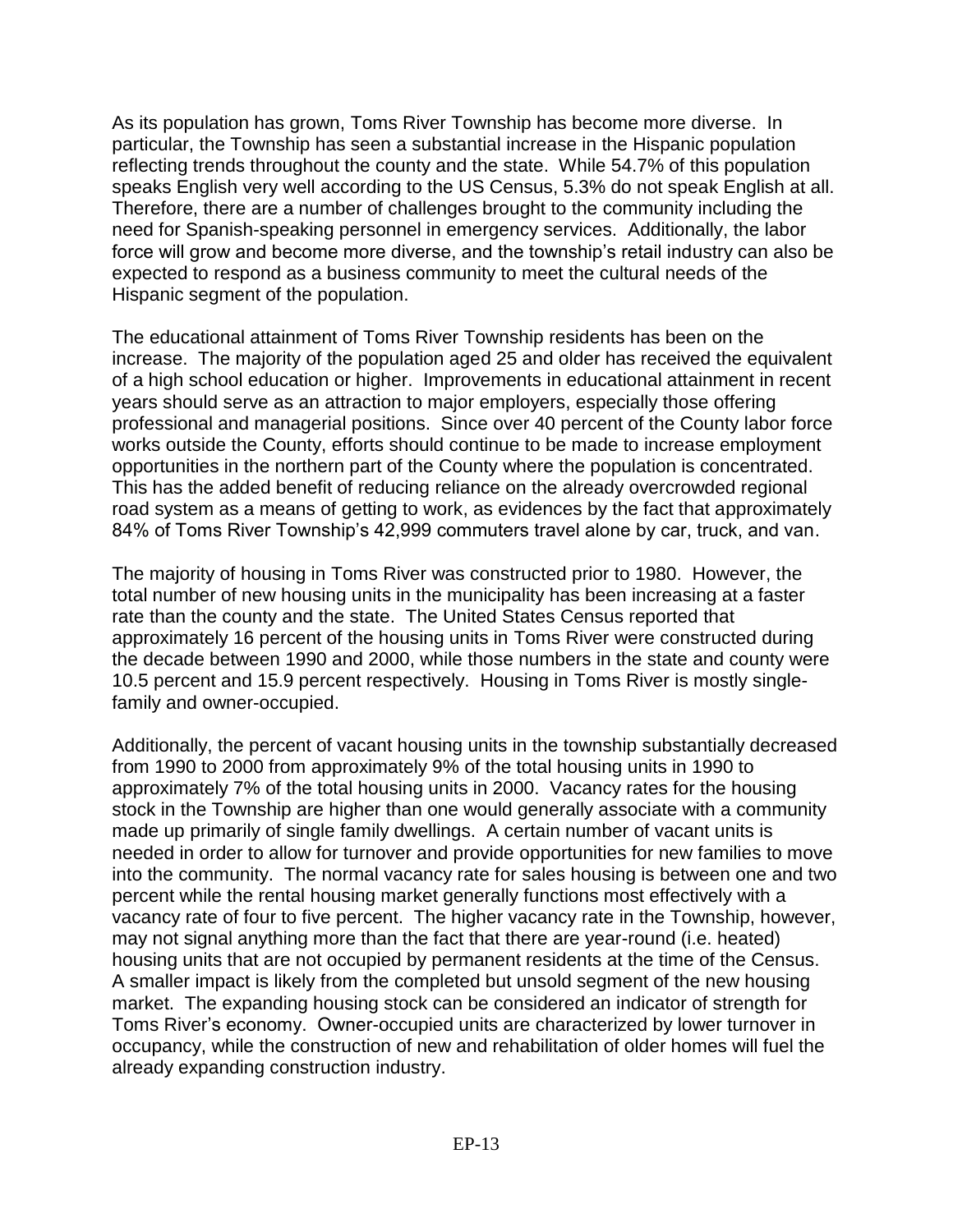As its population has grown, Toms River Township has become more diverse. In particular, the Township has seen a substantial increase in the Hispanic population reflecting trends throughout the county and the state. While 54.7% of this population speaks English very well according to the US Census, 5.3% do not speak English at all. Therefore, there are a number of challenges brought to the community including the need for Spanish-speaking personnel in emergency services. Additionally, the labor force will grow and become more diverse, and the township's retail industry can also be expected to respond as a business community to meet the cultural needs of the Hispanic segment of the population.

The educational attainment of Toms River Township residents has been on the increase. The majority of the population aged 25 and older has received the equivalent of a high school education or higher. Improvements in educational attainment in recent years should serve as an attraction to major employers, especially those offering professional and managerial positions. Since over 40 percent of the County labor force works outside the County, efforts should continue to be made to increase employment opportunities in the northern part of the County where the population is concentrated. This has the added benefit of reducing reliance on the already overcrowded regional road system as a means of getting to work, as evidences by the fact that approximately 84% of Toms River Township's 42,999 commuters travel alone by car, truck, and van.

The majority of housing in Toms River was constructed prior to 1980. However, the total number of new housing units in the municipality has been increasing at a faster rate than the county and the state. The United States Census reported that approximately 16 percent of the housing units in Toms River were constructed during the decade between 1990 and 2000, while those numbers in the state and county were 10.5 percent and 15.9 percent respectively. Housing in Toms River is mostly single-family and owner-occupied.

Additionally, the percent of vacant housing units in the township substantially decreased from 1990 to 2000 from approximately 9% of the total housing units in 1990 to approximately 7% of the total housing units in 2000. Vacancy rates for the housing stock in the Township are higher than one would generally associate with a community made up primarily of single family dwellings. A certain number of vacant units is needed in order to allow for turnover and provide opportunities for new families to move into the community. The normal vacancy rate for sales housing is between one and two percent while the rental housing market generally functions most effectively with a vacancy rate of four to five percent. The higher vacancy rate in the Township, however, may not signal anything more than the fact that there are year-round (i.e. heated) housing units that are not occupied by permanent residents at the time of the Census. A smaller impact is likely from the completed but unsold segment of the new housing market. The expanding housing stock can be considered an indicator of strength for Toms River's economy. Owner-occupied units are characterized by lower turnover in occupancy, while the construction of new and rehabilitation of older homes will fuel the already expanding construction industry.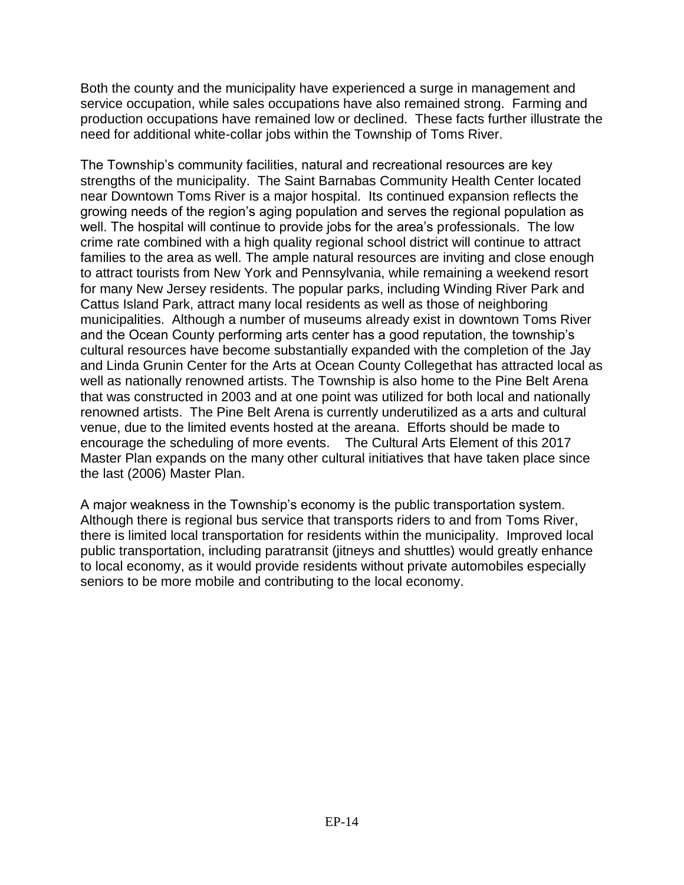Both the county and the municipality have experienced a surge in management and service occupation, while sales occupations have also remained strong. Farming and production occupations have remained low or declined. These facts further illustrate the need for additional white-collar jobs within the Township of Toms River.

The Township's community facilities, natural and recreational resources are key strengths of the municipality. The Saint Barnabas Community Health Center located near Downtown Toms River is a major hospital. Its continued expansion reflects the growing needs of the region's aging population and serves the regional population as well. The hospital will continue to provide jobs for the area's professionals. The low crime rate combined with a high quality regional school district will continue to attract families to the area as well. The ample natural resources are inviting and close enough to attract tourists from New York and Pennsylvania, while remaining a weekend resort for many New Jersey residents. The popular parks, including Winding River Park and Cattus Island Park, attract many local residents as well as those of neighboring municipalities. Although a number of museums already exist in downtown Toms River and the Ocean County performing arts center has a good reputation, the township's cultural resources have become substantially expanded with the completion of the Jay and Linda Grunin Center for the Arts at Ocean County Collegethat has attracted local as well as nationally renowned artists. The Township is also home to the Pine Belt Arena that was constructed in 2003 and at one point was utilized for both local and nationally renowned artists. The Pine Belt Arena is currently underutilized as a arts and cultural venue, due to the limited events hosted at the areana. Efforts should be made to encourage the scheduling of more events. The Cultural Arts Element of this 2017 Master Plan expands on the many other cultural initiatives that have taken place since the last (2006) Master Plan.

A major weakness in the Township's economy is the public transportation system. Although there is regional bus service that transports riders to and from Toms River, there is limited local transportation for residents within the municipality. Improved local public transportation, including paratransit (jitneys and shuttles) would greatly enhance to local economy, as it would provide residents without private automobiles especially seniors to be more mobile and contributing to the local economy.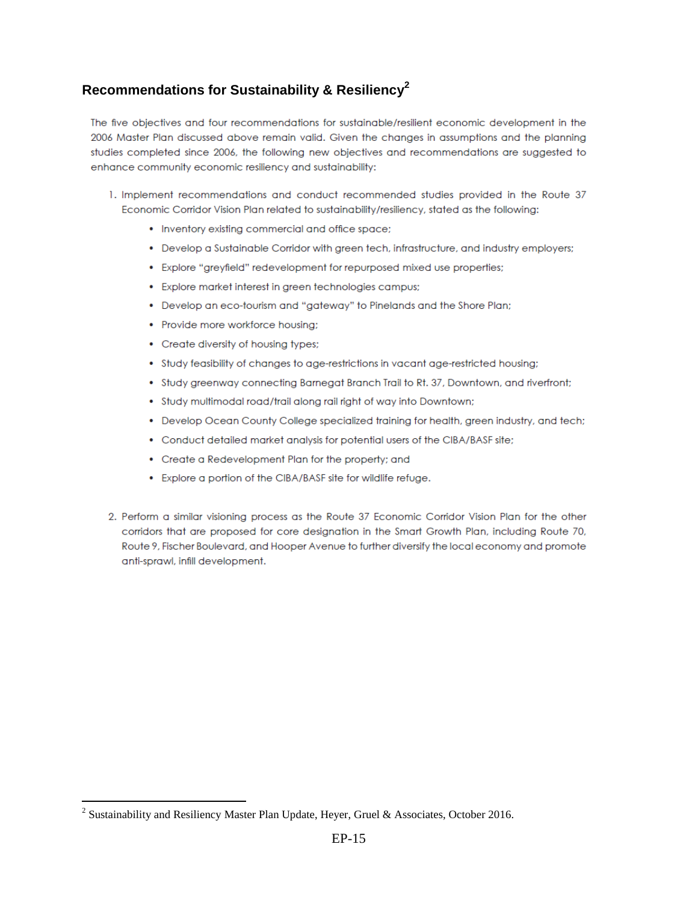## Recommendations for Sustainability & Resiliency[2]

The five objectives and four recommendations for sustainable/resilient economic development in the 2006 Master Plan discussed above remain valid. Given the changes in assumptions and the planning studies completed since 2006, the following new objectives and recommendations are suggested to enhance community economic resiliency and sustainability:

1. Implement recommendations and conduct recommended studies provided in the Route 37 Economic Corridor Vision Plan related to sustainability/resiliency, stated as the following:
   - Inventory existing commercial and office space;
   - Develop a Sustainable Corridor with green tech, infrastructure, and industry employers;
   - Explore "greyfield" redevelopment for repurposed mixed use properties;
   - Explore market interest in green technologies campus;
   - Develop an eco-tourism and "gateway" to Pinelands and the Shore Plan;
   - Provide more workforce housing;
   - Create diversity of housing types;
   - Study feasibility of changes to age-restrictions in vacant age-restricted housing;
   - Study greenway connecting Barnegat Branch Trail to Rt. 37, Downtown, and riverfront;
   - Study multimodal road/trail along rail right of way into Downtown;
   - Develop Ocean County College specialized training for health, green industry, and tech;
   - Conduct detailed market analysis for potential users of the CIBA/BASF site;
   - Create a Redevelopment Plan for the property; and
   - Explore a portion of the CIBA/BASF site for wildlife refuge.

2. Perform a similar visioning process as the Route 37 Economic Corridor Vision Plan for the other corridors that are proposed for core designation in the Smart Growth Plan, including Route 70, Route 9, Fischer Boulevard, and Hooper Avenue to further diversify the local economy and promote anti-sprawl, infill development.

[2] Sustainability and Resiliency Master Plan Update, Heyer, Gruel & Associates, October 2016.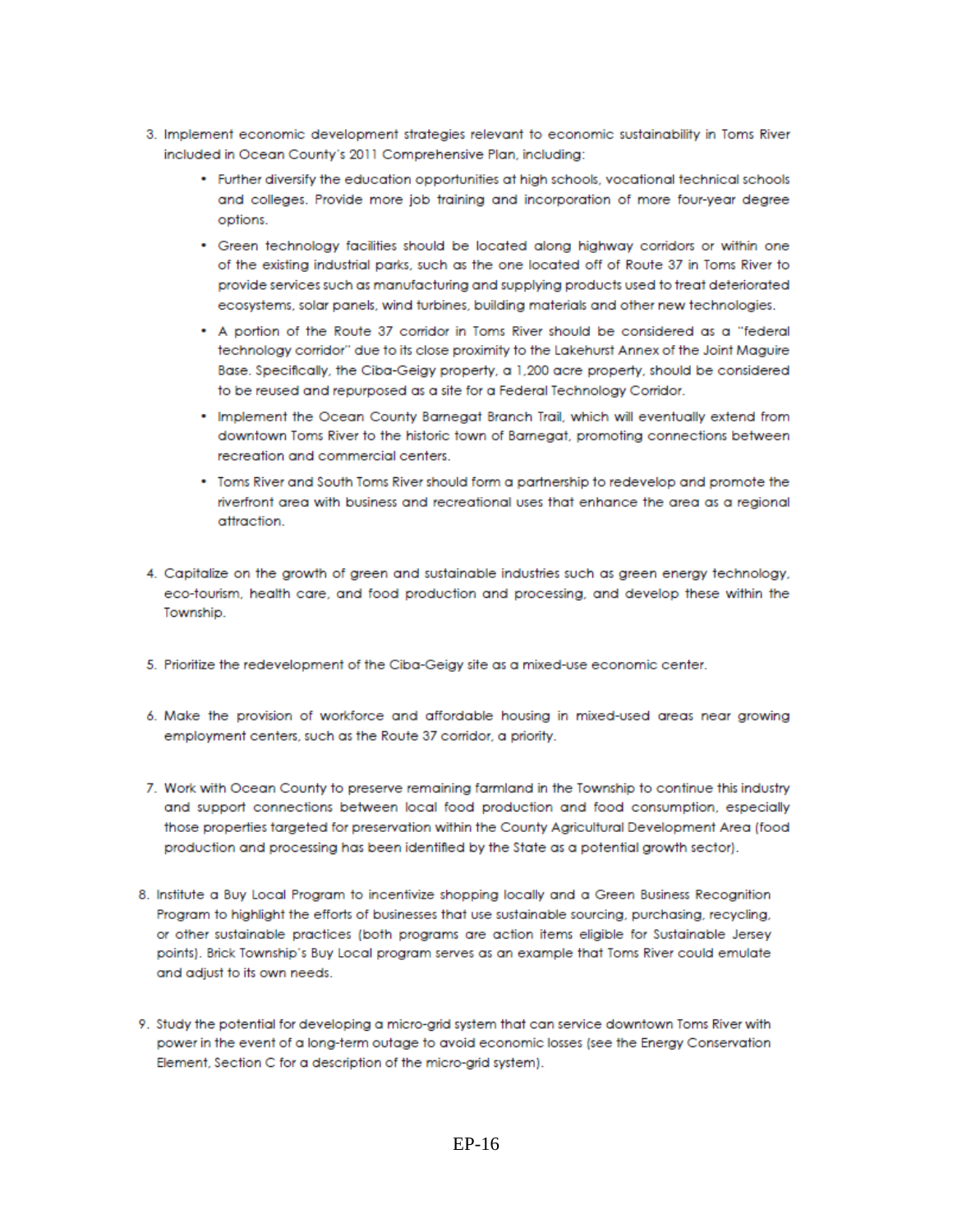3. Implement economic development strategies relevant to economic sustainability in Toms River included in Ocean County's 2011 Comprehensive Plan, including:
    - Further diversify the education opportunities at high schools, vocational technical schools and colleges. Provide more job training and incorporation of more four-year degree options.
    - Green technology facilities should be located along highway corridors or within one of the existing industrial parks, such as the one located off of Route 37 in Toms River to provide services such as manufacturing and supplying products used to treat deteriorated ecosystems, solar panels, wind turbines, building materials and other new technologies.
    - A portion of the Route 37 corridor in Toms River should be considered as a "federal technology corridor" due to its close proximity to the Lakehurst Annex of the Joint Maguire Base. Specifically, the Ciba-Geigy property, a 1,200 acre property, should be considered to be reused and repurposed as a site for a Federal Technology Corridor.
    - Implement the Ocean County Barnegat Branch Trail, which will eventually extend from downtown Toms River to the historic town of Barnegat, promoting connections between recreation and commercial centers.
    - Toms River and South Toms River should form a partnership to redevelop and promote the riverfront area with business and recreational uses that enhance the area as a regional attraction.

4. Capitalize on the growth of green and sustainable industries such as green energy technology, eco-tourism, health care, and food production and processing, and develop these within the Township.

5. Prioritize the redevelopment of the Ciba-Geigy site as a mixed-use economic center.

6. Make the provision of workforce and affordable housing in mixed-used areas near growing employment centers, such as the Route 37 corridor, a priority.

7. Work with Ocean County to preserve remaining farmland in the Township to continue this industry and support connections between local food production and food consumption, especially those properties targeted for preservation within the County Agricultural Development Area (food production and processing has been identified by the State as a potential growth sector).

8. Institute a Buy Local Program to incentivize shopping locally and a Green Business Recognition Program to highlight the efforts of businesses that use sustainable sourcing, purchasing, recycling, or other sustainable practices (both programs are action items eligible for Sustainable Jersey points). Brick Township's Buy Local program serves as an example that Toms River could emulate and adjust to its own needs.

9. Study the potential for developing a micro-grid system that can service downtown Toms River with power in the event of a long-term outage to avoid economic losses (see the Energy Conservation Element, Section C for a description of the micro-grid system).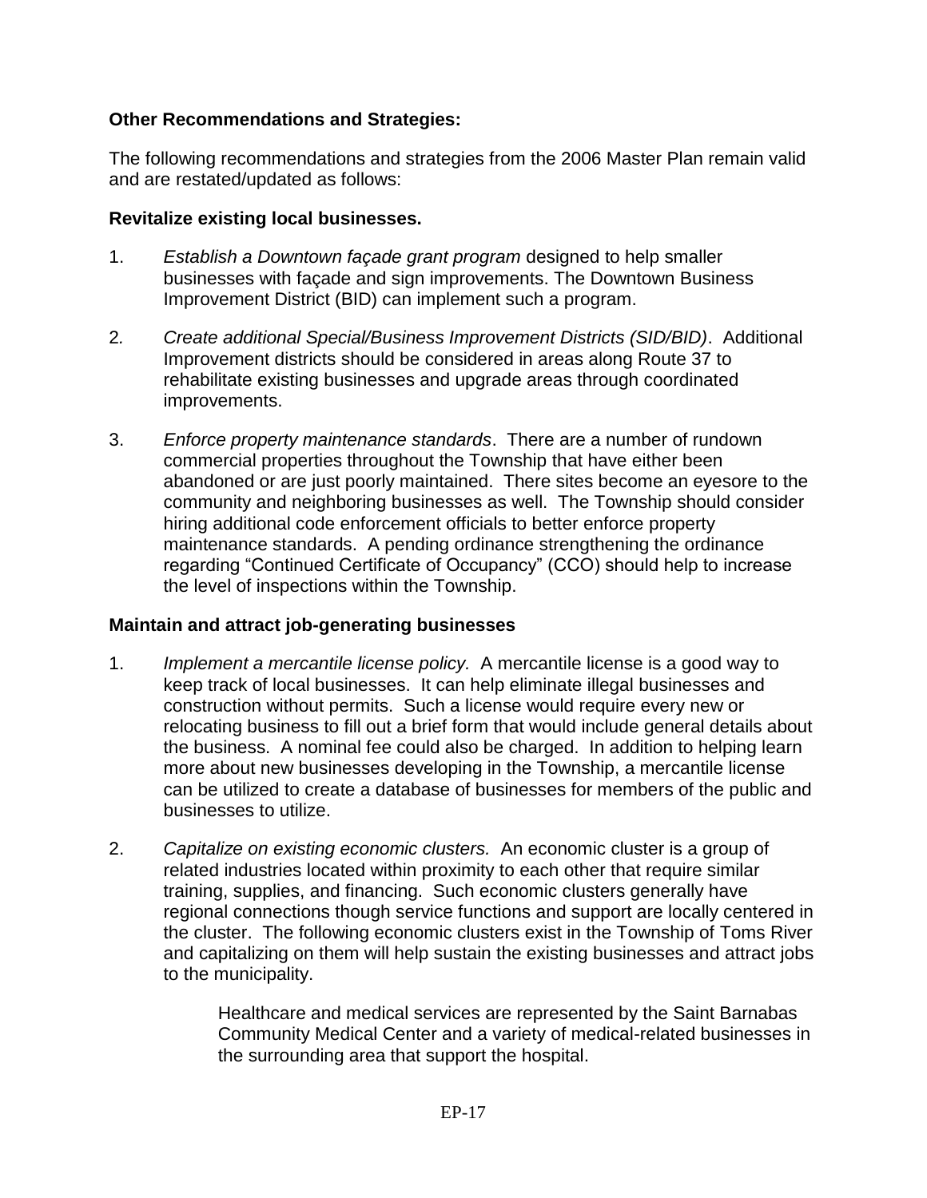**Other Recommendations and Strategies:**

The following recommendations and strategies from the 2006 Master Plan remain valid and are restated/updated as follows:

**Revitalize existing local businesses.**

1. *Establish a Downtown façade grant program* designed to help smaller businesses with façade and sign improvements. The Downtown Business Improvement District (BID) can implement such a program.

2. *Create additional Special/Business Improvement Districts (SID/BID)*. Additional Improvement districts should be considered in areas along Route 37 to rehabilitate existing businesses and upgrade areas through coordinated improvements.

3. *Enforce property maintenance standards*. There are a number of rundown commercial properties throughout the Township that have either been abandoned or are just poorly maintained. There sites become an eyesore to the community and neighboring businesses as well. The Township should consider hiring additional code enforcement officials to better enforce property maintenance standards. A pending ordinance strengthening the ordinance regarding "Continued Certificate of Occupancy" (CCO) should help to increase the level of inspections within the Township.

**Maintain and attract job-generating businesses**

1. *Implement a mercantile license policy.* A mercantile license is a good way to keep track of local businesses. It can help eliminate illegal businesses and construction without permits. Such a license would require every new or relocating business to fill out a brief form that would include general details about the business. A nominal fee could also be charged. In addition to helping learn more about new businesses developing in the Township, a mercantile license can be utilized to create a database of businesses for members of the public and businesses to utilize.

2. *Capitalize on existing economic clusters.* An economic cluster is a group of related industries located within proximity to each other that require similar training, supplies, and financing. Such economic clusters generally have regional connections though service functions and support are locally centered in the cluster. The following economic clusters exist in the Township of Toms River and capitalizing on them will help sustain the existing businesses and attract jobs to the municipality.

   Healthcare and medical services are represented by the Saint Barnabas Community Medical Center and a variety of medical-related businesses in the surrounding area that support the hospital.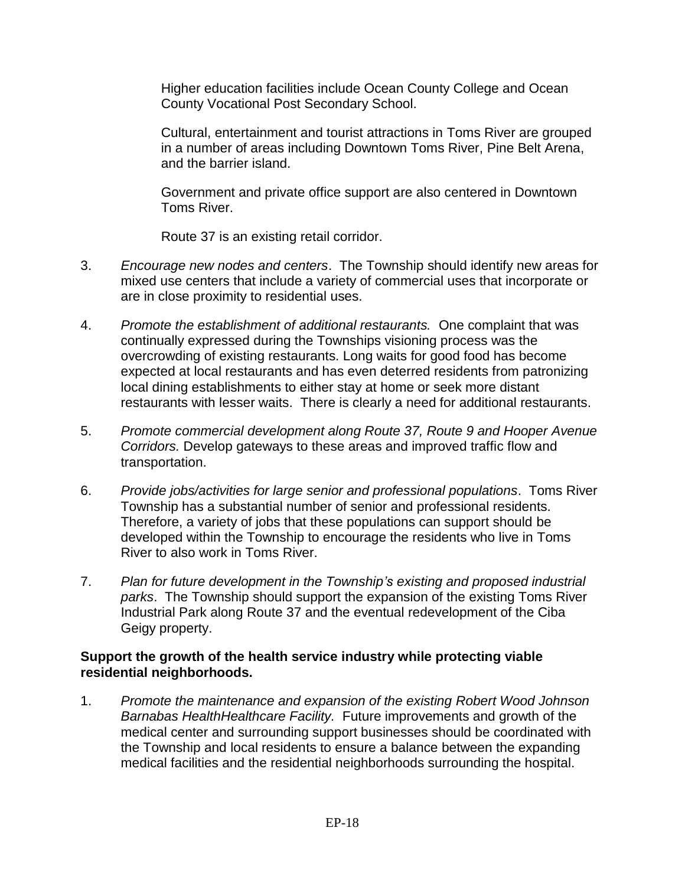Higher education facilities include Ocean County College and Ocean County Vocational Post Secondary School.

Cultural, entertainment and tourist attractions in Toms River are grouped in a number of areas including Downtown Toms River, Pine Belt Arena, and the barrier island.

Government and private office support are also centered in Downtown Toms River.

Route 37 is an existing retail corridor.

3. *Encourage new nodes and centers*. The Township should identify new areas for mixed use centers that include a variety of commercial uses that incorporate or are in close proximity to residential uses.

4. *Promote the establishment of additional restaurants.* One complaint that was continually expressed during the Townships visioning process was the overcrowding of existing restaurants. Long waits for good food has become expected at local restaurants and has even deterred residents from patronizing local dining establishments to either stay at home or seek more distant restaurants with lesser waits. There is clearly a need for additional restaurants.

5. *Promote commercial development along Route 37, Route 9 and Hooper Avenue Corridors.* Develop gateways to these areas and improved traffic flow and transportation.

6. *Provide jobs/activities for large senior and professional populations*. Toms River Township has a substantial number of senior and professional residents. Therefore, a variety of jobs that these populations can support should be developed within the Township to encourage the residents who live in Toms River to also work in Toms River.

7. *Plan for future development in the Township's existing and proposed industrial parks*. The Township should support the expansion of the existing Toms River Industrial Park along Route 37 and the eventual redevelopment of the Ciba Geigy property.

**Support the growth of the health service industry while protecting viable residential neighborhoods.**

1. *Promote the maintenance and expansion of the existing Robert Wood Johnson Barnabas HealthHealthcare Facility.* Future improvements and growth of the medical center and surrounding support businesses should be coordinated with the Township and local residents to ensure a balance between the expanding medical facilities and the residential neighborhoods surrounding the hospital.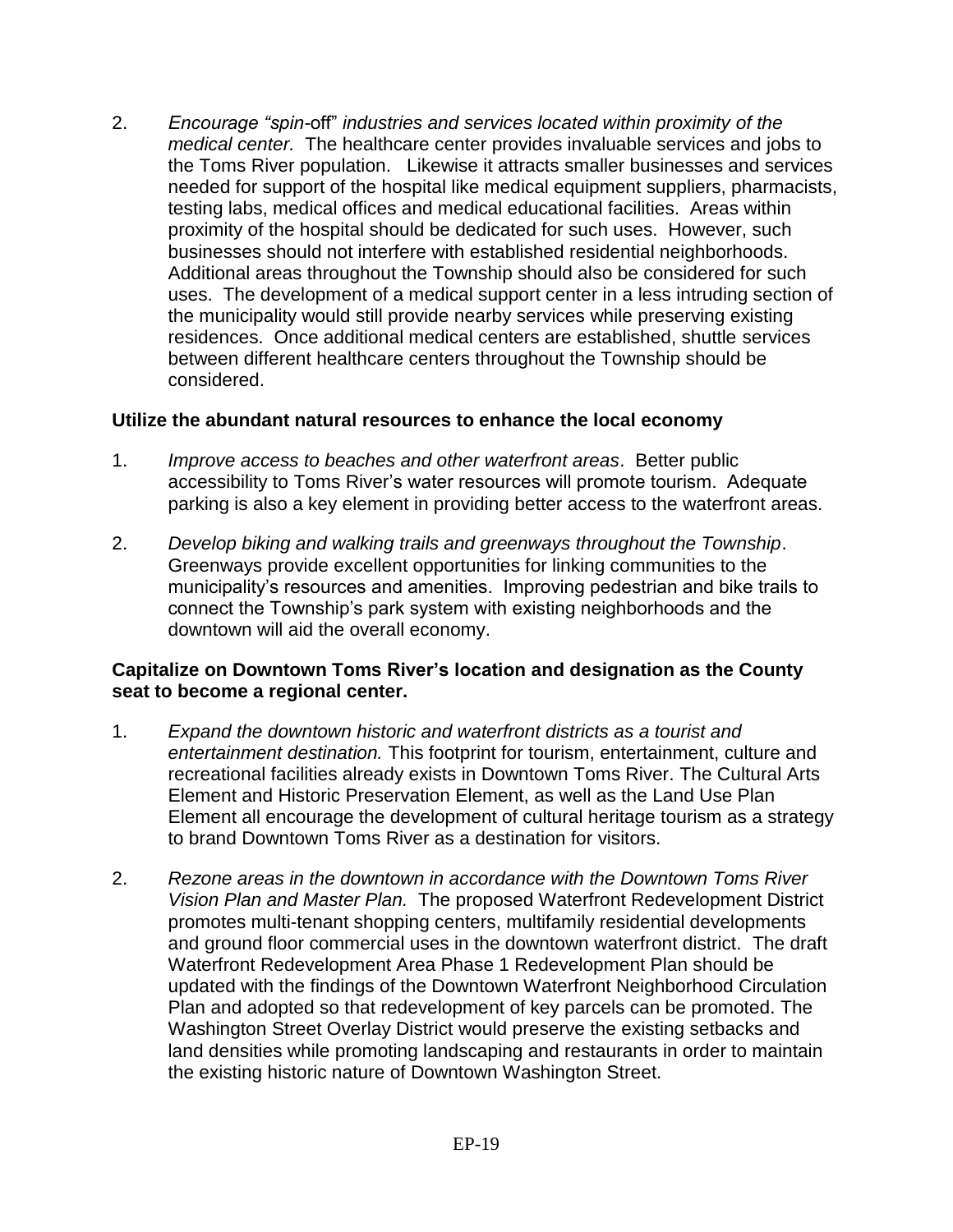2. *Encourage "spin-*off" *industries and services located within proximity of the medical center.* The healthcare center provides invaluable services and jobs to the Toms River population. Likewise it attracts smaller businesses and services needed for support of the hospital like medical equipment suppliers, pharmacists, testing labs, medical offices and medical educational facilities. Areas within proximity of the hospital should be dedicated for such uses. However, such businesses should not interfere with established residential neighborhoods. Additional areas throughout the Township should also be considered for such uses. The development of a medical support center in a less intruding section of the municipality would still provide nearby services while preserving existing residences. Once additional medical centers are established, shuttle services between different healthcare centers throughout the Township should be considered.

**Utilize the abundant natural resources to enhance the local economy**

1. *Improve access to beaches and other waterfront areas*. Better public accessibility to Toms River's water resources will promote tourism. Adequate parking is also a key element in providing better access to the waterfront areas.

2. *Develop biking and walking trails and greenways throughout the Township*. Greenways provide excellent opportunities for linking communities to the municipality's resources and amenities. Improving pedestrian and bike trails to connect the Township's park system with existing neighborhoods and the downtown will aid the overall economy.

**Capitalize on Downtown Toms River's location and designation as the County seat to become a regional center.**

1. *Expand the downtown historic and waterfront districts as a tourist and entertainment destination.* This footprint for tourism, entertainment, culture and recreational facilities already exists in Downtown Toms River. The Cultural Arts Element and Historic Preservation Element, as well as the Land Use Plan Element all encourage the development of cultural heritage tourism as a strategy to brand Downtown Toms River as a destination for visitors.

2. *Rezone areas in the downtown in accordance with the Downtown Toms River Vision Plan and Master Plan.* The proposed Waterfront Redevelopment District promotes multi-tenant shopping centers, multifamily residential developments and ground floor commercial uses in the downtown waterfront district. The draft Waterfront Redevelopment Area Phase 1 Redevelopment Plan should be updated with the findings of the Downtown Waterfront Neighborhood Circulation Plan and adopted so that redevelopment of key parcels can be promoted. The Washington Street Overlay District would preserve the existing setbacks and land densities while promoting landscaping and restaurants in order to maintain the existing historic nature of Downtown Washington Street.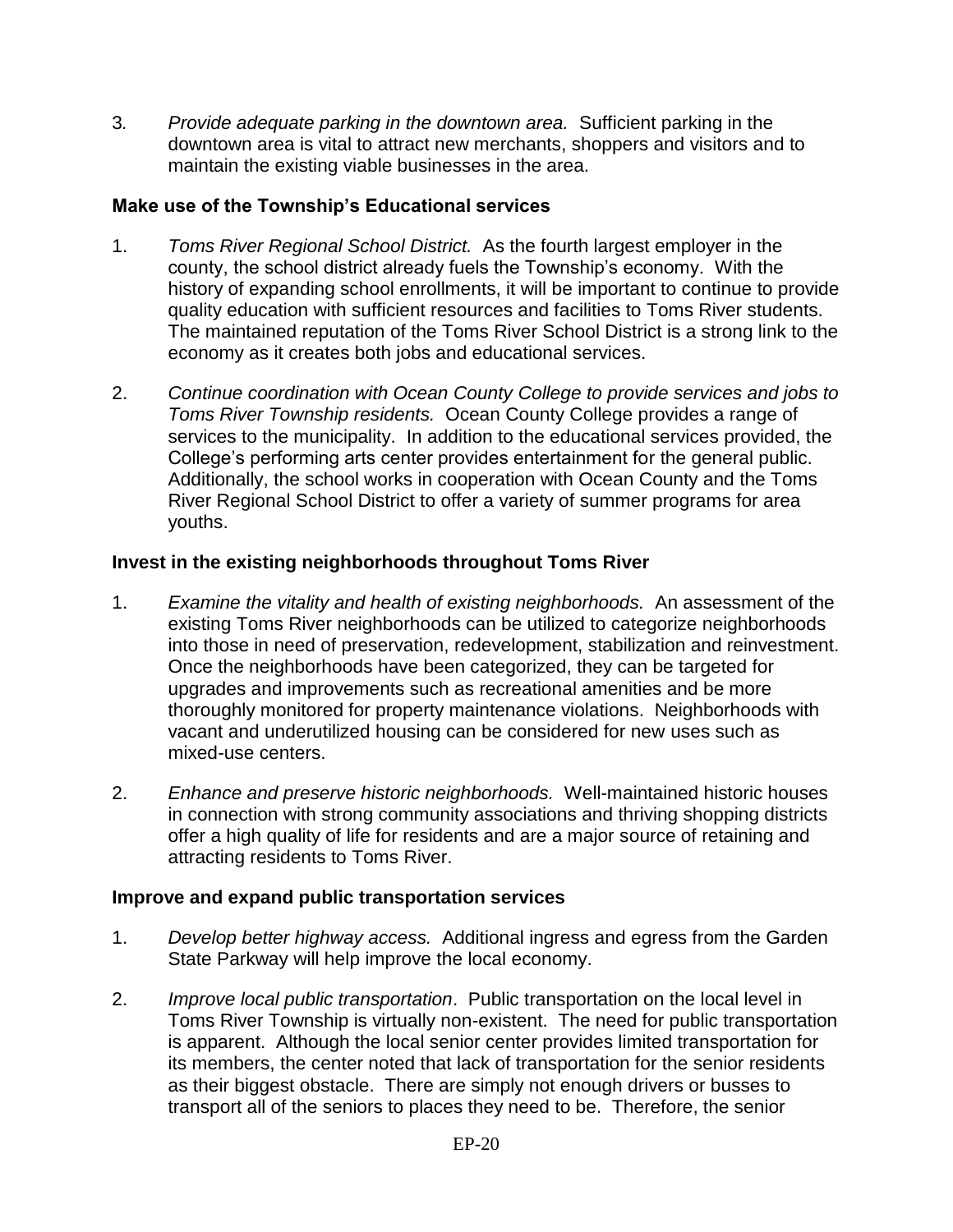3. *Provide adequate parking in the downtown area.* Sufficient parking in the downtown area is vital to attract new merchants, shoppers and visitors and to maintain the existing viable businesses in the area.

**Make use of the Township's Educational services**

1. *Toms River Regional School District.* As the fourth largest employer in the county, the school district already fuels the Township's economy. With the history of expanding school enrollments, it will be important to continue to provide quality education with sufficient resources and facilities to Toms River students. The maintained reputation of the Toms River School District is a strong link to the economy as it creates both jobs and educational services.

2. *Continue coordination with Ocean County College to provide services and jobs to Toms River Township residents.* Ocean County College provides a range of services to the municipality. In addition to the educational services provided, the College's performing arts center provides entertainment for the general public. Additionally, the school works in cooperation with Ocean County and the Toms River Regional School District to offer a variety of summer programs for area youths.

**Invest in the existing neighborhoods throughout Toms River**

1. *Examine the vitality and health of existing neighborhoods.* An assessment of the existing Toms River neighborhoods can be utilized to categorize neighborhoods into those in need of preservation, redevelopment, stabilization and reinvestment. Once the neighborhoods have been categorized, they can be targeted for upgrades and improvements such as recreational amenities and be more thoroughly monitored for property maintenance violations. Neighborhoods with vacant and underutilized housing can be considered for new uses such as mixed-use centers.

2. *Enhance and preserve historic neighborhoods.* Well-maintained historic houses in connection with strong community associations and thriving shopping districts offer a high quality of life for residents and are a major source of retaining and attracting residents to Toms River.

**Improve and expand public transportation services**

1. *Develop better highway access.* Additional ingress and egress from the Garden State Parkway will help improve the local economy.

2. *Improve local public transportation*. Public transportation on the local level in Toms River Township is virtually non-existent. The need for public transportation is apparent. Although the local senior center provides limited transportation for its members, the center noted that lack of transportation for the senior residents as their biggest obstacle. There are simply not enough drivers or busses to transport all of the seniors to places they need to be. Therefore, the senior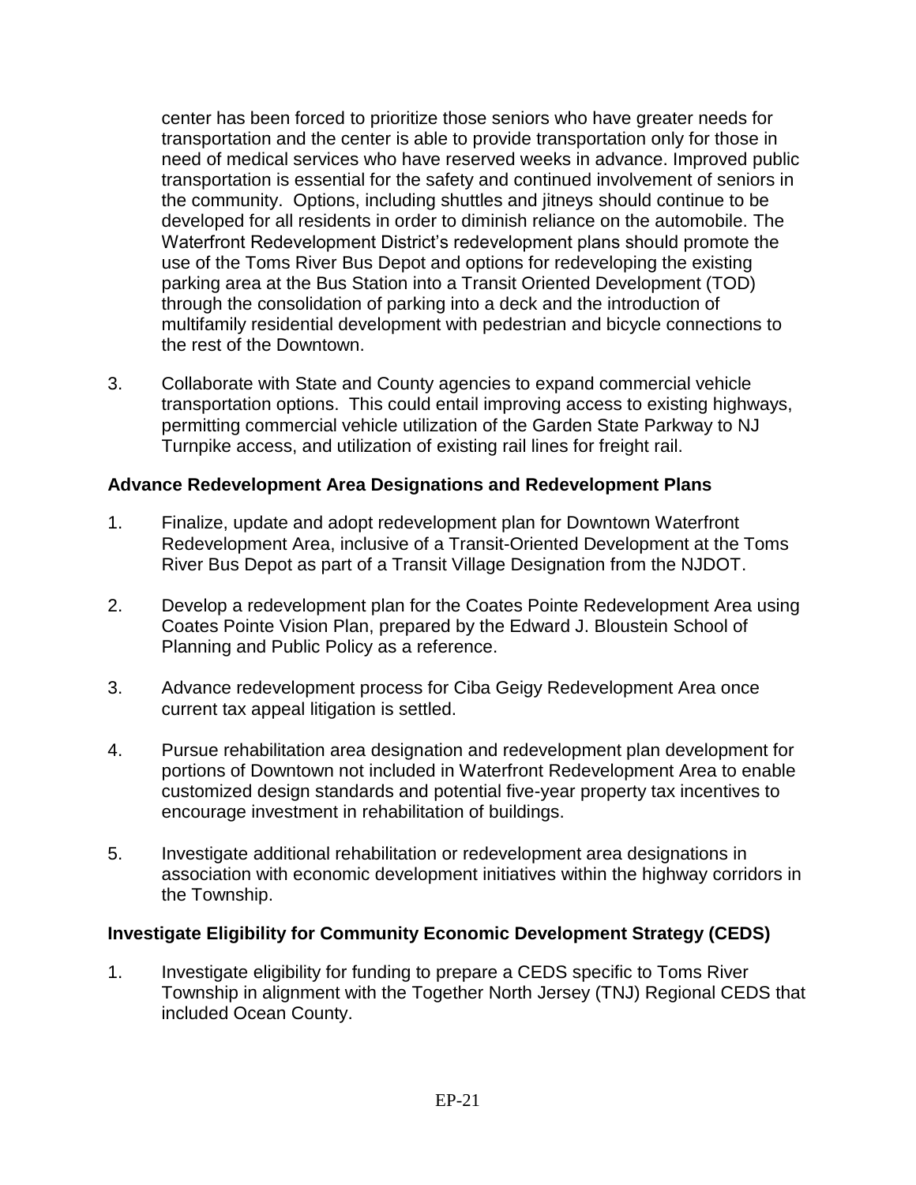center has been forced to prioritize those seniors who have greater needs for transportation and the center is able to provide transportation only for those in need of medical services who have reserved weeks in advance. Improved public transportation is essential for the safety and continued involvement of seniors in the community. Options, including shuttles and jitneys should continue to be developed for all residents in order to diminish reliance on the automobile. The Waterfront Redevelopment District's redevelopment plans should promote the use of the Toms River Bus Depot and options for redeveloping the existing parking area at the Bus Station into a Transit Oriented Development (TOD) through the consolidation of parking into a deck and the introduction of multifamily residential development with pedestrian and bicycle connections to the rest of the Downtown.

3. Collaborate with State and County agencies to expand commercial vehicle transportation options. This could entail improving access to existing highways, permitting commercial vehicle utilization of the Garden State Parkway to NJ Turnpike access, and utilization of existing rail lines for freight rail.

**Advance Redevelopment Area Designations and Redevelopment Plans**

1. Finalize, update and adopt redevelopment plan for Downtown Waterfront Redevelopment Area, inclusive of a Transit-Oriented Development at the Toms River Bus Depot as part of a Transit Village Designation from the NJDOT.

2. Develop a redevelopment plan for the Coates Pointe Redevelopment Area using Coates Pointe Vision Plan, prepared by the Edward J. Bloustein School of Planning and Public Policy as a reference.

3. Advance redevelopment process for Ciba Geigy Redevelopment Area once current tax appeal litigation is settled.

4. Pursue rehabilitation area designation and redevelopment plan development for portions of Downtown not included in Waterfront Redevelopment Area to enable customized design standards and potential five-year property tax incentives to encourage investment in rehabilitation of buildings.

5. Investigate additional rehabilitation or redevelopment area designations in association with economic development initiatives within the highway corridors in the Township.

**Investigate Eligibility for Community Economic Development Strategy (CEDS)**

1. Investigate eligibility for funding to prepare a CEDS specific to Toms River Township in alignment with the Together North Jersey (TNJ) Regional CEDS that included Ocean County.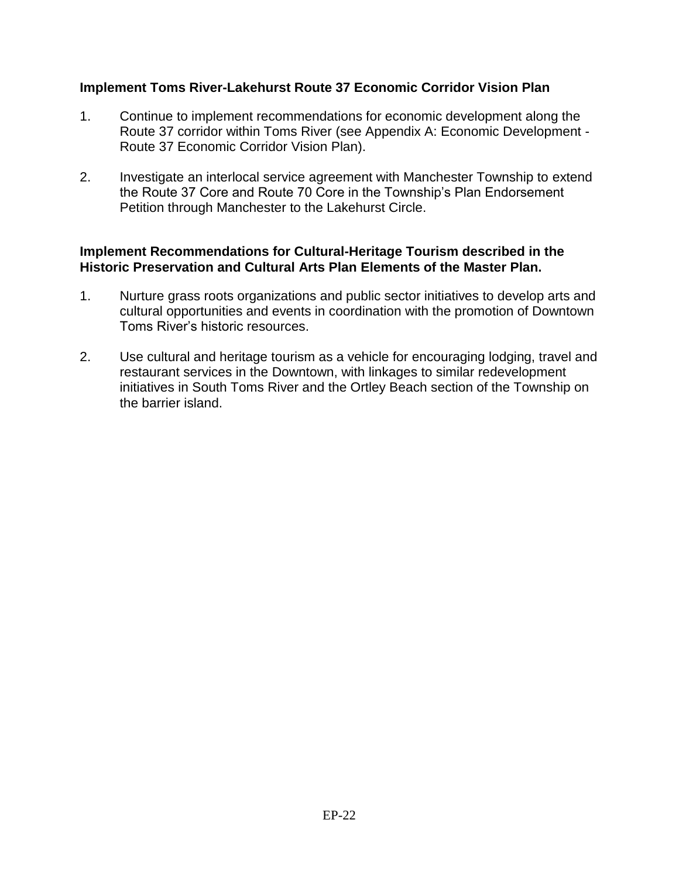**Implement Toms River-Lakehurst Route 37 Economic Corridor Vision Plan**

1. Continue to implement recommendations for economic development along the Route 37 corridor within Toms River (see Appendix A: Economic Development - Route 37 Economic Corridor Vision Plan).

2. Investigate an interlocal service agreement with Manchester Township to extend the Route 37 Core and Route 70 Core in the Township's Plan Endorsement Petition through Manchester to the Lakehurst Circle.

**Implement Recommendations for Cultural-Heritage Tourism described in the Historic Preservation and Cultural Arts Plan Elements of the Master Plan.**

1. Nurture grass roots organizations and public sector initiatives to develop arts and cultural opportunities and events in coordination with the promotion of Downtown Toms River's historic resources.

2. Use cultural and heritage tourism as a vehicle for encouraging lodging, travel and restaurant services in the Downtown, with linkages to similar redevelopment initiatives in South Toms River and the Ortley Beach section of the Township on the barrier island.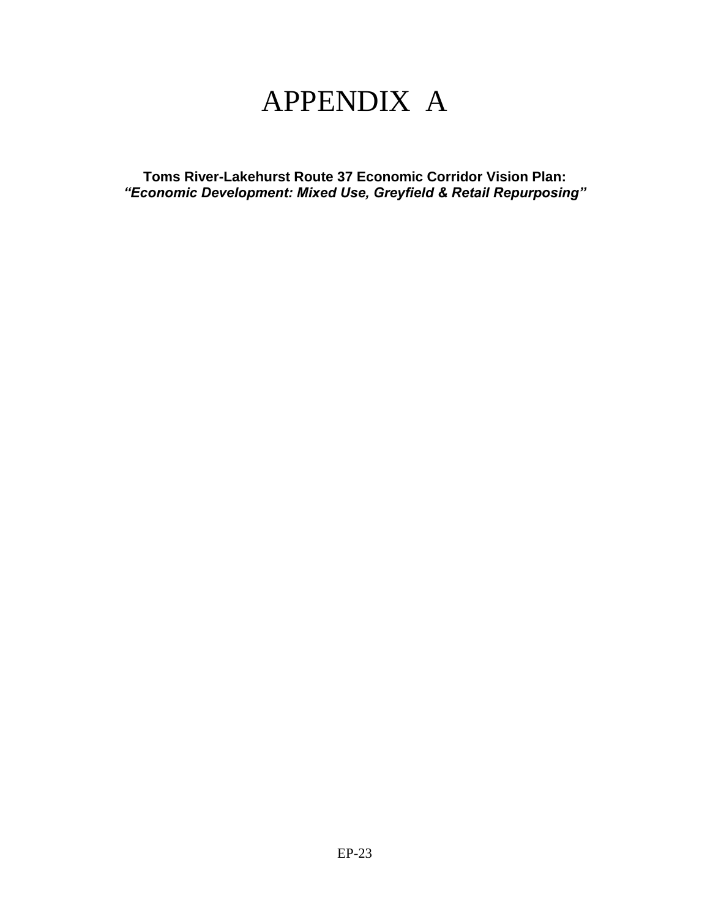# APPENDIX A

**Toms River-Lakehurst Route 37 Economic Corridor Vision Plan:**
***"Economic Development: Mixed Use, Greyfield & Retail Repurposing"***